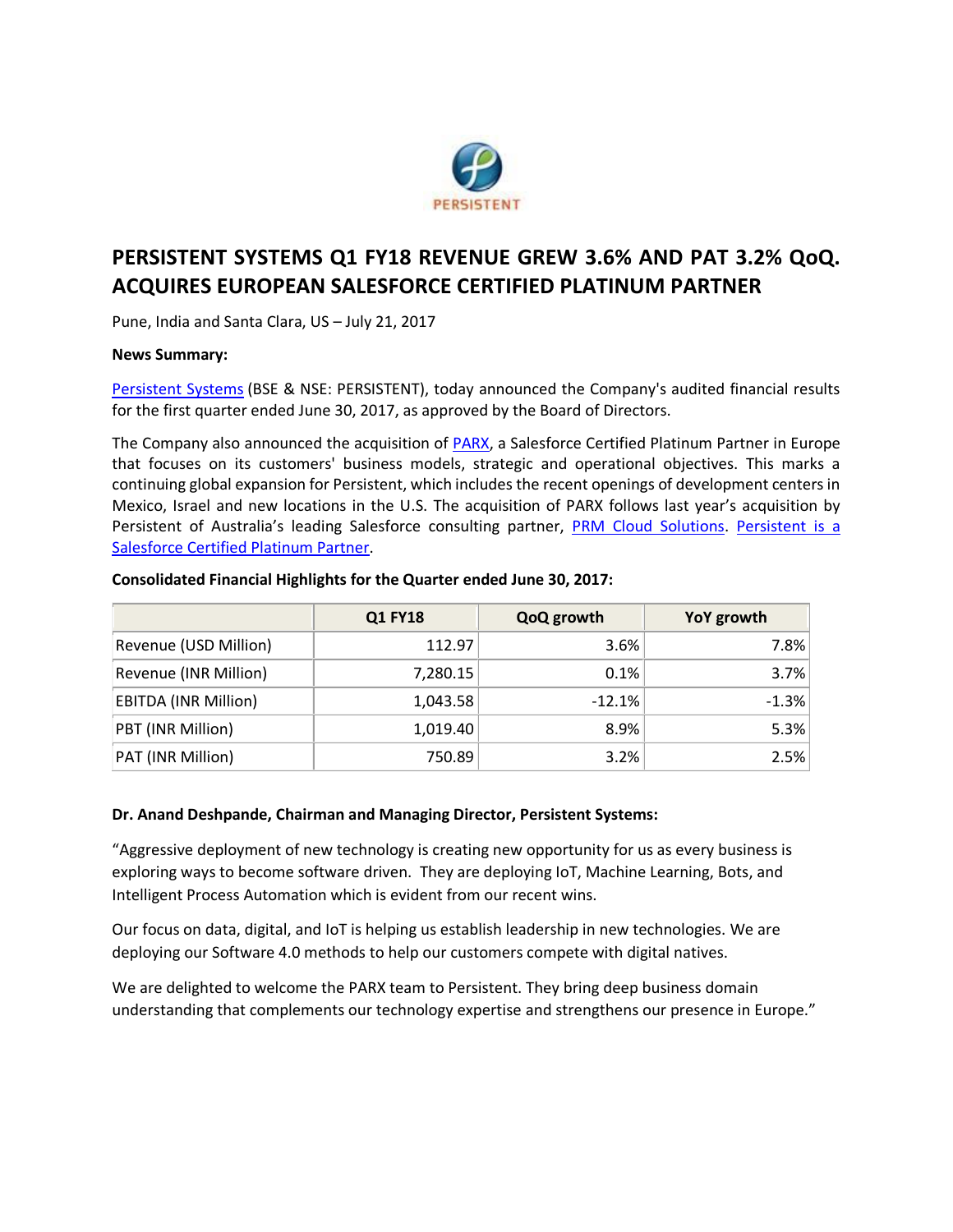PERSISTENT

# PERSISTENT SYSTEMS Q1 FY18 REVENUE GREW 3.6% AND PAT 3.2% QoQ. ACQUIRES EUROPEAN SALESFORCE CERTIFIED PLATINUM PARTNER

Pune, India and Santa Clara, US – July 21, 2017

**News Summary:**

Persistent Systems (BSE & NSE: PERSISTENT), today announced the Company's audited financial results for the first quarter ended June 30, 2017, as approved by the Board of Directors.

The Company also announced the acquisition of PARX, a Salesforce Certified Platinum Partner in Europe that focuses on its customers' business models, strategic and operational objectives. This marks a continuing global expansion for Persistent, which includes the recent openings of development centers in Mexico, Israel and new locations in the U.S. The acquisition of PARX follows last year's acquisition by Persistent of Australia's leading Salesforce consulting partner, PRM Cloud Solutions. Persistent is a Salesforce Certified Platinum Partner.

**Consolidated Financial Highlights for the Quarter ended June 30, 2017:**

| | Q1 FY18 | QoQ growth | YoY growth |
|---|---|---|---|
| Revenue (USD Million) | 112.97 | 3.6% | 7.8% |
| Revenue (INR Million) | 7,280.15 | 0.1% | 3.7% |
| EBITDA (INR Million) | 1,043.58 | -12.1% | -1.3% |
| PBT (INR Million) | 1,019.40 | 8.9% | 5.3% |
| PAT (INR Million) | 750.89 | 3.2% | 2.5% |

**Dr. Anand Deshpande, Chairman and Managing Director, Persistent Systems:**

"Aggressive deployment of new technology is creating new opportunity for us as every business is exploring ways to become software driven. They are deploying IoT, Machine Learning, Bots, and Intelligent Process Automation which is evident from our recent wins.

Our focus on data, digital, and IoT is helping us establish leadership in new technologies. We are deploying our Software 4.0 methods to help our customers compete with digital natives.

We are delighted to welcome the PARX team to Persistent. They bring deep business domain understanding that complements our technology expertise and strengthens our presence in Europe."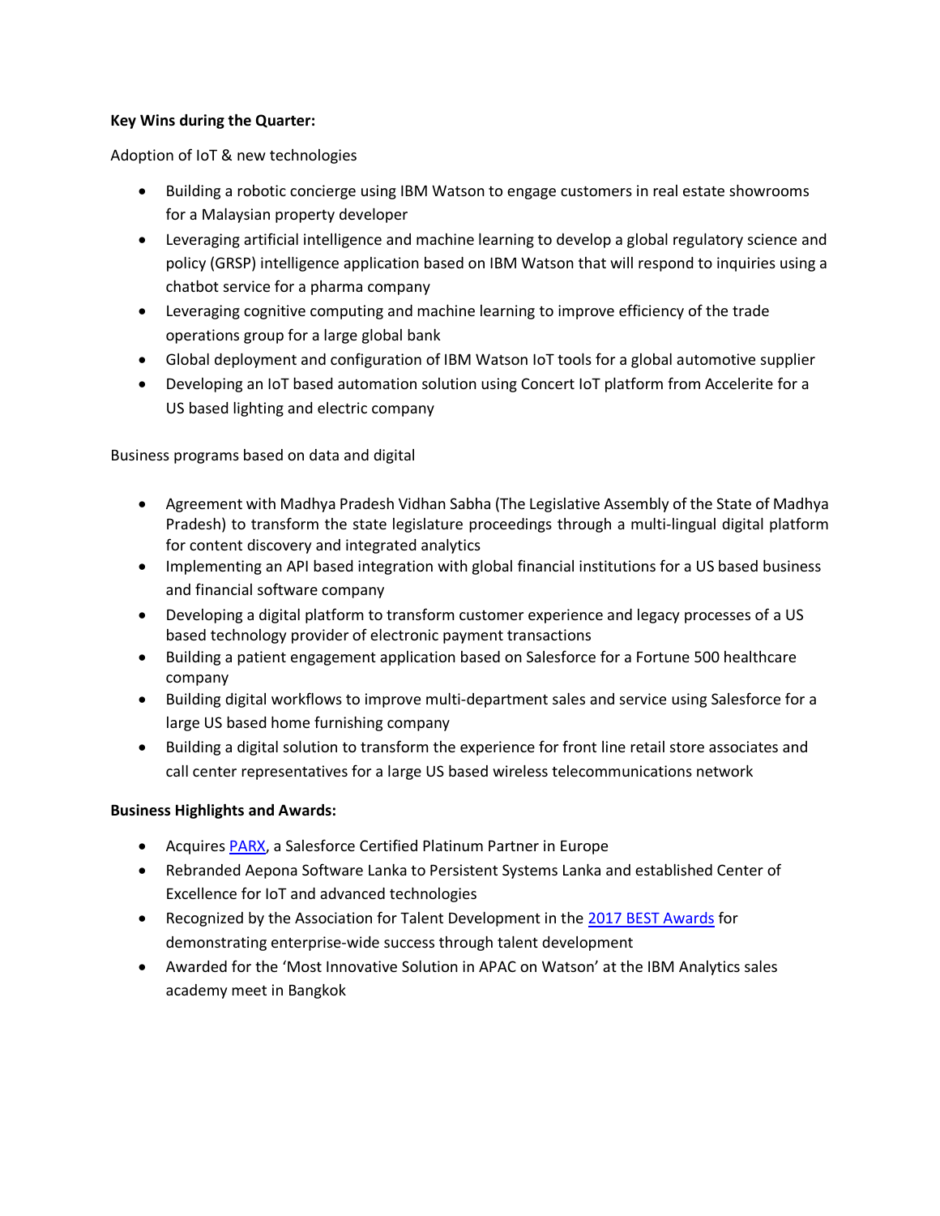**Key Wins during the Quarter:**

Adoption of IoT & new technologies

- Building a robotic concierge using IBM Watson to engage customers in real estate showrooms for a Malaysian property developer
- Leveraging artificial intelligence and machine learning to develop a global regulatory science and policy (GRSP) intelligence application based on IBM Watson that will respond to inquiries using a chatbot service for a pharma company
- Leveraging cognitive computing and machine learning to improve efficiency of the trade operations group for a large global bank
- Global deployment and configuration of IBM Watson IoT tools for a global automotive supplier
- Developing an IoT based automation solution using Concert IoT platform from Accelerite for a US based lighting and electric company

Business programs based on data and digital

- Agreement with Madhya Pradesh Vidhan Sabha (The Legislative Assembly of the State of Madhya Pradesh) to transform the state legislature proceedings through a multi-lingual digital platform for content discovery and integrated analytics
- Implementing an API based integration with global financial institutions for a US based business and financial software company
- Developing a digital platform to transform customer experience and legacy processes of a US based technology provider of electronic payment transactions
- Building a patient engagement application based on Salesforce for a Fortune 500 healthcare company
- Building digital workflows to improve multi-department sales and service using Salesforce for a large US based home furnishing company
- Building a digital solution to transform the experience for front line retail store associates and call center representatives for a large US based wireless telecommunications network

**Business Highlights and Awards:**

- Acquires PARX, a Salesforce Certified Platinum Partner in Europe
- Rebranded Aepona Software Lanka to Persistent Systems Lanka and established Center of Excellence for IoT and advanced technologies
- Recognized by the Association for Talent Development in the 2017 BEST Awards for demonstrating enterprise-wide success through talent development
- Awarded for the 'Most Innovative Solution in APAC on Watson' at the IBM Analytics sales academy meet in Bangkok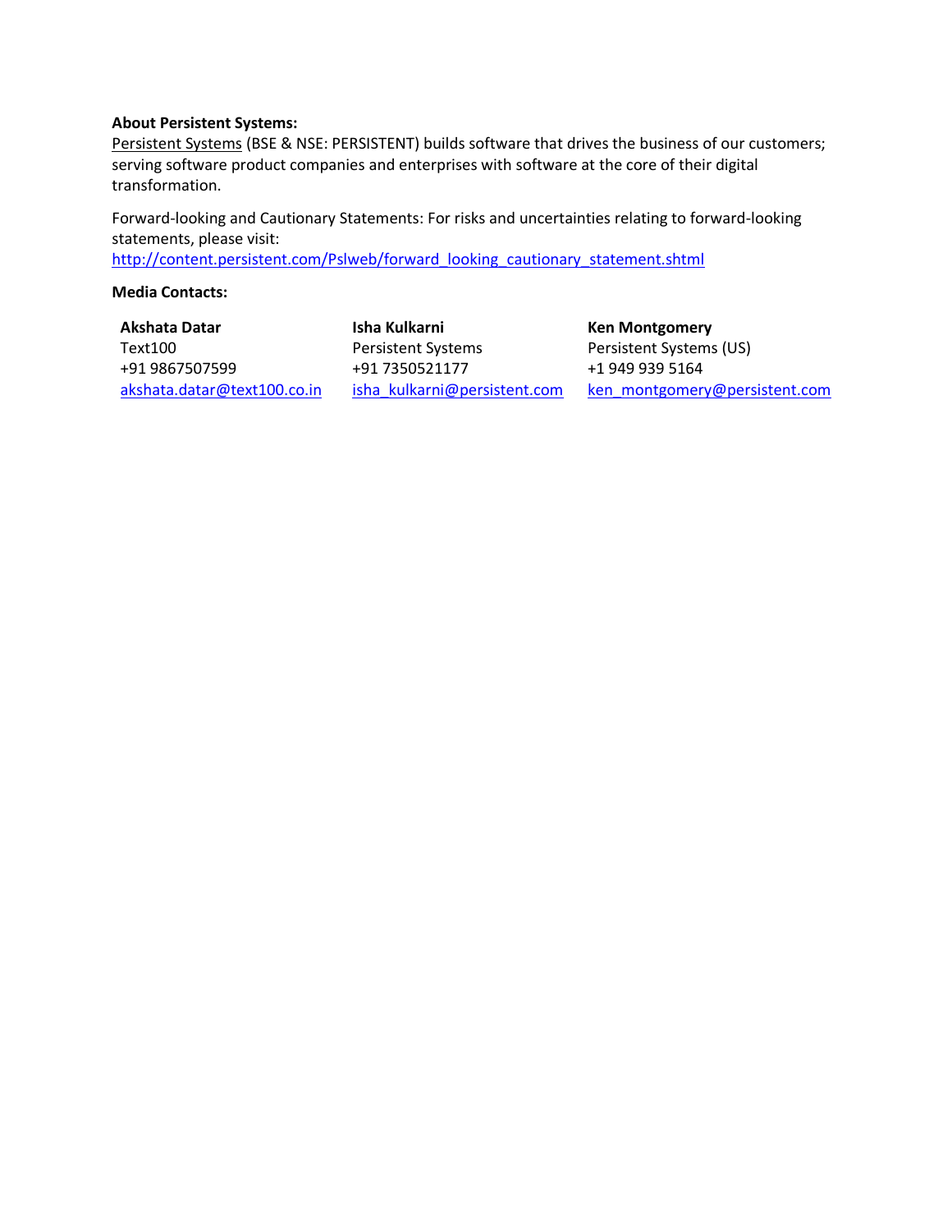**About Persistent Systems:**

Persistent Systems (BSE & NSE: PERSISTENT) builds software that drives the business of our customers; serving software product companies and enterprises with software at the core of their digital transformation.

Forward-looking and Cautionary Statements: For risks and uncertainties relating to forward-looking statements, please visit:
http://content.persistent.com/Pslweb/forward_looking_cautionary_statement.shtml

**Media Contacts:**

| | | |
|---|---|---|
| **Akshata Datar** | **Isha Kulkarni** | **Ken Montgomery** |
| Text100 | Persistent Systems | Persistent Systems (US) |
| +91 9867507599 | +91 7350521177 | +1 949 939 5164 |
| akshata.datar@text100.co.in | isha_kulkarni@persistent.com | ken_montgomery@persistent.com |